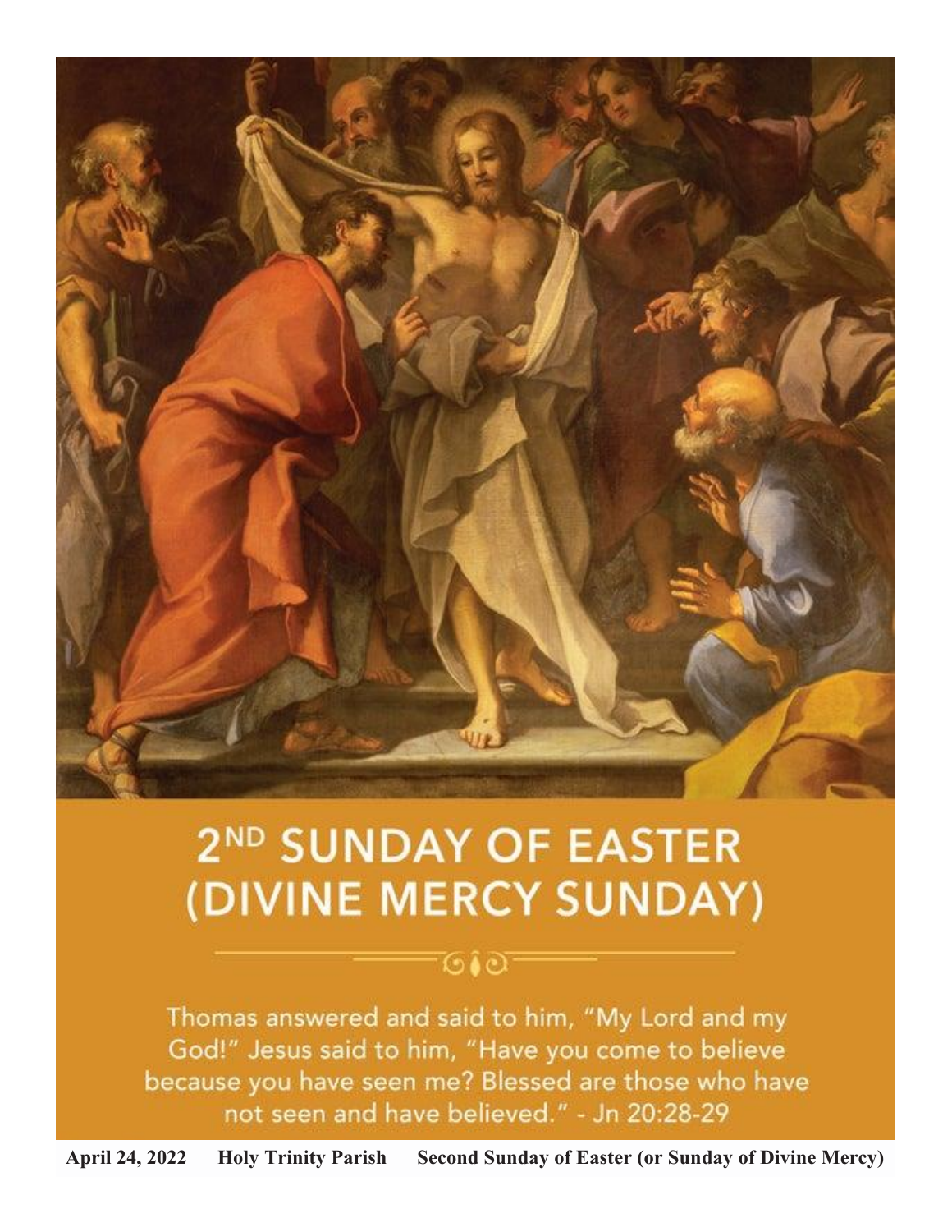# 2ND SUNDAY OF EASTER (DIVINE MERCY SUNDAY)

Thomas answered and said to him, "My Lord and my God!" Jesus said to him, "Have you come to believe because you have seen me? Blessed are those who have not seen and have believed." - Jn 20:28-29

**April 24, 2022 Holy Trinity Parish Second Sunday of Easter (or Sunday of Divine Mercy)**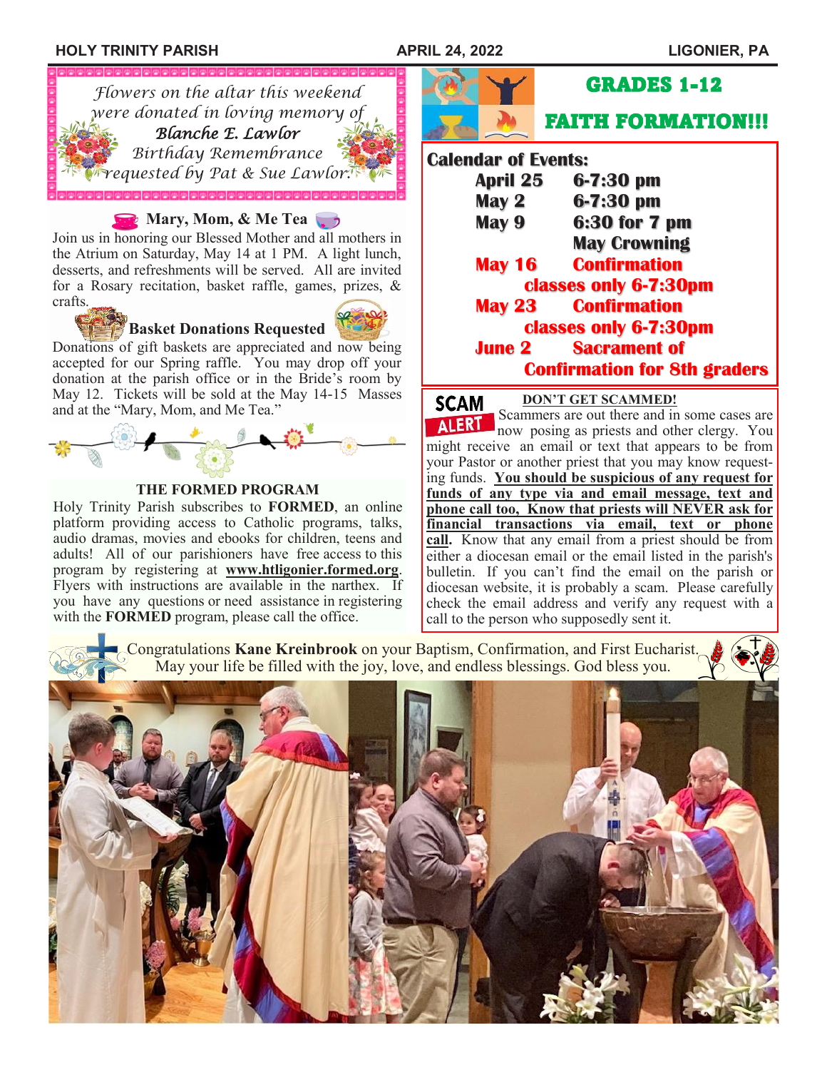*Flowers on the altar this weekend were donated in loving memory of*
***Blanche E. Lawlor***
*Birthday Remembrance requested by Pat & Sue Lawlor.*

## Mary, Mom, & Me Tea

Join us in honoring our Blessed Mother and all mothers in the Atrium on Saturday, May 14 at 1 PM. A light lunch, desserts, and refreshments will be served. All are invited for a Rosary recitation, basket raffle, games, prizes, & crafts.

### Basket Donations Requested

Donations of gift baskets are appreciated and now being accepted for our Spring raffle. You may drop off your donation at the parish office or in the Bride's room by May 12. Tickets will be sold at the May 14-15 Masses and at the "Mary, Mom, and Me Tea."

## THE FORMED PROGRAM

Holy Trinity Parish subscribes to **FORMED**, an online platform providing access to Catholic programs, talks, audio dramas, movies and ebooks for children, teens and adults! All of our parishioners have free access to this program by registering at **www.htligonier.formed.org**. Flyers with instructions are available in the narthex. If you have any questions or need assistance in registering with the **FORMED** program, please call the office.

## GRADES 1-12 FAITH FORMATION!!!

**Calendar of Events:**

- **April 25** 6-7:30 pm
- **May 2** 6-7:30 pm
- **May 9** 6:30 for 7 pm May Crowning
- **May 16** Confirmation classes only 6-7:30pm
- **May 23** Confirmation classes only 6-7:30pm
- **June 2** Sacrament of Confirmation for 8th graders

## SCAM ALERT — DON'T GET SCAMMED!

Scammers are out there and in some cases are now posing as priests and other clergy. You might receive an email or text that appears to be from your Pastor or another priest that you may know requesting funds. **You should be suspicious of any request for funds of any type via and email message, text and phone call too, Know that priests will NEVER ask for financial transactions via email, text or phone call.** Know that any email from a priest should be from either a diocesan email or the email listed in the parish's bulletin. If you can't find the email on the parish or diocesan website, it is probably a scam. Please carefully check the email address and verify any request with a call to the person who supposedly sent it.

Congratulations **Kane Kreinbrook** on your Baptism, Confirmation, and First Eucharist. May your life be filled with the joy, love, and endless blessings. God bless you.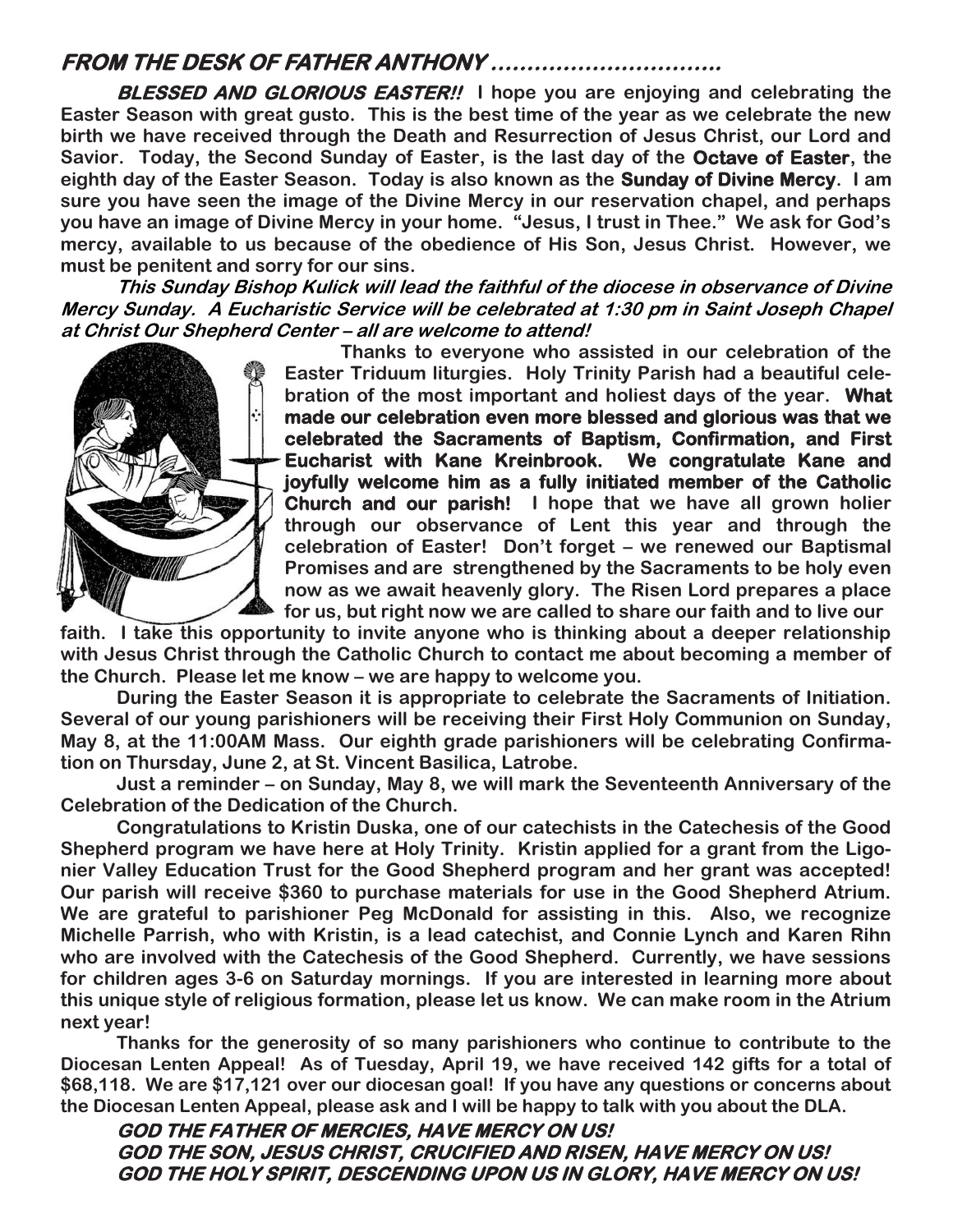## *FROM THE DESK OF FATHER ANTHONY ……………………………*

***BLESSED AND GLORIOUS EASTER!!*** **I hope you are enjoying and celebrating the Easter Season with great gusto. This is the best time of the year as we celebrate the new birth we have received through the Death and Resurrection of Jesus Christ, our Lord and Savior. Today, the Second Sunday of Easter, is the last day of the Octave of Easter, the eighth day of the Easter Season. Today is also known as the Sunday of Divine Mercy. I am sure you have seen the image of the Divine Mercy in our reservation chapel, and perhaps you have an image of Divine Mercy in your home. "Jesus, I trust in Thee." We ask for God's mercy, available to us because of the obedience of His Son, Jesus Christ. However, we must be penitent and sorry for our sins.**

***This Sunday Bishop Kulick will lead the faithful of the diocese in observance of Divine Mercy Sunday. A Eucharistic Service will be celebrated at 1:30 pm in Saint Joseph Chapel at Christ Our Shepherd Center – all are welcome to attend!***

**Thanks to everyone who assisted in our celebration of the Easter Triduum liturgies. Holy Trinity Parish had a beautiful celebration of the most important and holiest days of the year. What made our celebration even more blessed and glorious was that we celebrated the Sacraments of Baptism, Confirmation, and First Eucharist with Kane Kreinbrook. We congratulate Kane and joyfully welcome him as a fully initiated member of the Catholic Church and our parish! I hope that we have all grown holier through our observance of Lent this year and through the celebration of Easter! Don't forget – we renewed our Baptismal Promises and are strengthened by the Sacraments to be holy even now as we await heavenly glory. The Risen Lord prepares a place for us, but right now we are called to share our faith and to live our faith. I take this opportunity to invite anyone who is thinking about a deeper relationship with Jesus Christ through the Catholic Church to contact me about becoming a member of the Church. Please let me know – we are happy to welcome you.**

**During the Easter Season it is appropriate to celebrate the Sacraments of Initiation. Several of our young parishioners will be receiving their First Holy Communion on Sunday, May 8, at the 11:00AM Mass. Our eighth grade parishioners will be celebrating Confirmation on Thursday, June 2, at St. Vincent Basilica, Latrobe.**

**Just a reminder – on Sunday, May 8, we will mark the Seventeenth Anniversary of the Celebration of the Dedication of the Church.**

**Congratulations to Kristin Duska, one of our catechists in the Catechesis of the Good Shepherd program we have here at Holy Trinity. Kristin applied for a grant from the Ligonier Valley Education Trust for the Good Shepherd program and her grant was accepted! Our parish will receive $360 to purchase materials for use in the Good Shepherd Atrium. We are grateful to parishioner Peg McDonald for assisting in this. Also, we recognize Michelle Parrish, who with Kristin, is a lead catechist, and Connie Lynch and Karen Rihn who are involved with the Catechesis of the Good Shepherd. Currently, we have sessions for children ages 3-6 on Saturday mornings. If you are interested in learning more about this unique style of religious formation, please let us know. We can make room in the Atrium next year!**

**Thanks for the generosity of so many parishioners who continue to contribute to the Diocesan Lenten Appeal! As of Tuesday, April 19, we have received 142 gifts for a total of $68,118. We are $17,121 over our diocesan goal! If you have any questions or concerns about the Diocesan Lenten Appeal, please ask and I will be happy to talk with you about the DLA.**

***GOD THE FATHER OF MERCIES, HAVE MERCY ON US!***
***GOD THE SON, JESUS CHRIST, CRUCIFIED AND RISEN, HAVE MERCY ON US!***
***GOD THE HOLY SPIRIT, DESCENDING UPON US IN GLORY, HAVE MERCY ON US!***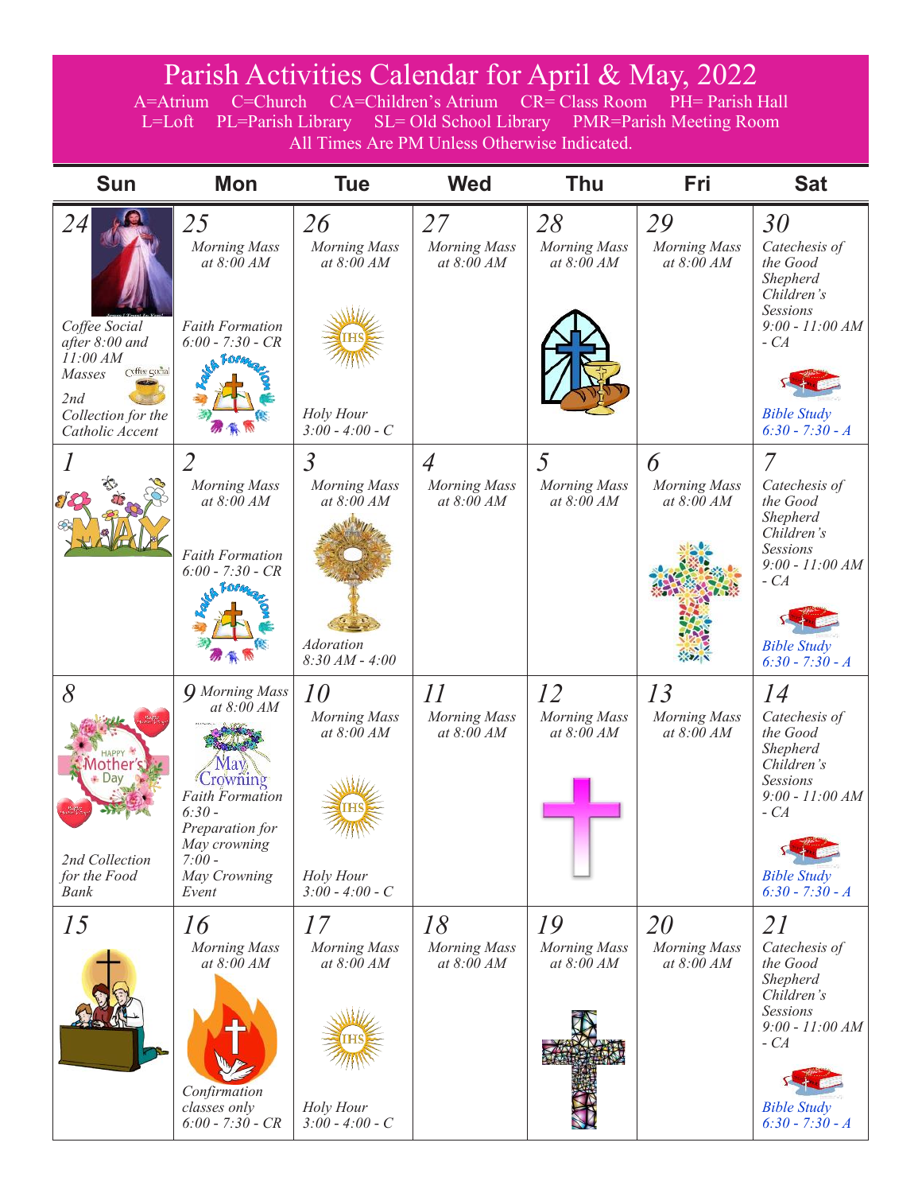# Parish Activities Calendar for April & May, 2022

A=Atrium C=Church CA=Children's Atrium CR= Class Room PH= Parish Hall
L=Loft PL=Parish Library SL= Old School Library PMR=Parish Meeting Room
All Times Are PM Unless Otherwise Indicated.

| Sun | Mon | Tue | Wed | Thu | Fri | Sat |
|---|---|---|---|---|---|---|
| *24* Coffee Social after 8:00 and 11:00 AM Masses. 2nd Collection for the Catholic Accent | *25* Morning Mass at 8:00 AM. Faith Formation 6:00 - 7:30 - CR | *26* Morning Mass at 8:00 AM. Holy Hour 3:00 - 4:00 - C | *27* Morning Mass at 8:00 AM | *28* Morning Mass at 8:00 AM | *29* Morning Mass at 8:00 AM | *30* Catechesis of the Good Shepherd Children's Sessions 9:00 - 11:00 AM - CA. Bible Study 6:30 - 7:30 - A |
| *1* | *2* Morning Mass at 8:00 AM. Faith Formation 6:00 - 7:30 - CR | *3* Morning Mass at 8:00 AM. Adoration 8:30 AM - 4:00 | *4* Morning Mass at 8:00 AM | *5* Morning Mass at 8:00 AM | *6* Morning Mass at 8:00 AM | *7* Catechesis of the Good Shepherd Children's Sessions 9:00 - 11:00 AM - CA. Bible Study 6:30 - 7:30 - A |
| *8* 2nd Collection for the Food Bank | *9* Morning Mass at 8:00 AM. May Crowning. Faith Formation 6:30 - Preparation for May crowning 7:00 - May Crowning Event | *10* Morning Mass at 8:00 AM. Holy Hour 3:00 - 4:00 - C | *11* Morning Mass at 8:00 AM | *12* Morning Mass at 8:00 AM | *13* Morning Mass at 8:00 AM | *14* Catechesis of the Good Shepherd Children's Sessions 9:00 - 11:00 AM - CA. Bible Study 6:30 - 7:30 - A |
| *15* | *16* Morning Mass at 8:00 AM. Confirmation classes only 6:00 - 7:30 - CR | *17* Morning Mass at 8:00 AM. Holy Hour 3:00 - 4:00 - C | *18* Morning Mass at 8:00 AM | *19* Morning Mass at 8:00 AM | *20* Morning Mass at 8:00 AM | *21* Catechesis of the Good Shepherd Children's Sessions 9:00 - 11:00 AM - CA. Bible Study 6:30 - 7:30 - A |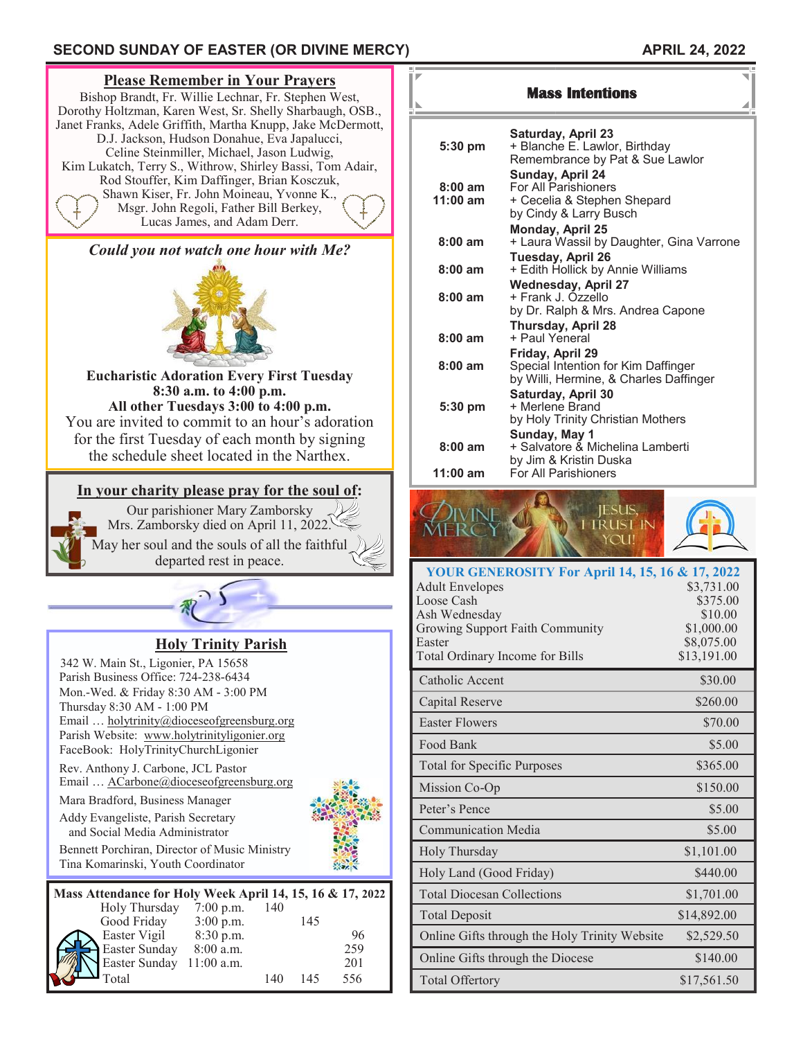SECOND SUNDAY OF EASTER (OR DIVINE MERCY) APRIL 24, 2022

## Please Remember in Your Prayers

Bishop Brandt, Fr. Willie Lechnar, Fr. Stephen West, Dorothy Holtzman, Karen West, Sr. Shelly Sharbaugh, OSB., Janet Franks, Adele Griffith, Martha Knupp, Jake McDermott, D.J. Jackson, Hudson Donahue, Eva Japalucci, Celine Steinmiller, Michael, Jason Ludwig, Kim Lukatch, Terry S., Withrow, Shirley Bassi, Tom Adair, Rod Stouffer, Kim Daffinger, Brian Kosczuk, Shawn Kiser, Fr. John Moineau, Yvonne K., Msgr. John Regoli, Father Bill Berkey, Lucas James, and Adam Derr.

*Could you not watch one hour with Me?*

**Eucharistic Adoration Every First Tuesday**
**8:30 a.m. to 4:00 p.m.**
**All other Tuesdays 3:00 to 4:00 p.m.**

You are invited to commit to an hour's adoration for the first Tuesday of each month by signing the schedule sheet located in the Narthex.

## In your charity please pray for the soul of:

Our parishioner Mary Zamborsky
Mrs. Zamborsky died on April 11, 2022.
May her soul and the souls of all the faithful departed rest in peace.

## Holy Trinity Parish

342 W. Main St., Ligonier, PA 15658
Parish Business Office: 724-238-6434
Mon.-Wed. & Friday 8:30 AM - 3:00 PM
Thursday 8:30 AM - 1:00 PM
Email … holytrinity@dioceseofgreensburg.org
Parish Website: www.holytrinityligonier.org
FaceBook: HolyTrinityChurchLigonier

Rev. Anthony J. Carbone, JCL Pastor
Email … ACarbone@dioceseofgreensburg.org

Mara Bradford, Business Manager

Addy Evangeliste, Parish Secretary and Social Media Administrator

Bennett Porchiran, Director of Music Ministry

Tina Komarinski, Youth Coordinator

**Mass Attendance for Holy Week April 14, 15, 16 & 17, 2022**

| | | | | |
|---|---|---|---|---|
| Holy Thursday | 7:00 p.m. | 140 | | |
| Good Friday | 3:00 p.m. | | 145 | |
| Easter Vigil | 8:30 p.m. | | | 96 |
| Easter Sunday | 8:00 a.m. | | | 259 |
| Easter Sunday | 11:00 a.m. | | | 201 |
| Total | | 140 | 145 | 556 |

## Mass Intentions

| | |
|---|---|
| | **Saturday, April 23** |
| 5:30 pm | + Blanche E. Lawlor, Birthday Remembrance by Pat & Sue Lawlor |
| | **Sunday, April 24** |
| 8:00 am | For All Parishioners |
| 11:00 am | + Cecelia & Stephen Shepard by Cindy & Larry Busch |
| | **Monday, April 25** |
| 8:00 am | + Laura Wassil by Daughter, Gina Varrone |
| | **Tuesday, April 26** |
| 8:00 am | + Edith Hollick by Annie Williams |
| | **Wednesday, April 27** |
| 8:00 am | + Frank J. Ozzello by Dr. Ralph & Mrs. Andrea Capone |
| | **Thursday, April 28** |
| 8:00 am | + Paul Yeneral |
| | **Friday, April 29** |
| 8:00 am | Special Intention for Kim Daffinger by Willi, Hermine, & Charles Daffinger |
| | **Saturday, April 30** |
| 5:30 pm | + Merlene Brand by Holy Trinity Christian Mothers |
| | **Sunday, May 1** |
| 8:00 am | + Salvatore & Michelina Lamberti by Jim & Kristin Duska |
| 11:00 am | For All Parishioners |

DIVINE MERCY — JESUS, I TRUST IN YOU!

**YOUR GENEROSITY For April 14, 15, 16 & 17, 2022**

| | |
|---|---|
| Adult Envelopes | $3,731.00 |
| Loose Cash | $375.00 |
| Ash Wednesday | $10.00 |
| Growing Support Faith Community | $1,000.00 |
| Easter | $8,075.00 |
| Total Ordinary Income for Bills | $13,191.00 |
| Catholic Accent | $30.00 |
| Capital Reserve | $260.00 |
| Easter Flowers | $70.00 |
| Food Bank | $5.00 |
| Total for Specific Purposes | $365.00 |
| Mission Co-Op | $150.00 |
| Peter's Pence | $5.00 |
| Communication Media | $5.00 |
| Holy Thursday | $1,101.00 |
| Holy Land (Good Friday) | $440.00 |
| Total Diocesan Collections | $1,701.00 |
| Total Deposit | $14,892.00 |
| Online Gifts through the Holy Trinity Website | $2,529.50 |
| Online Gifts through the Diocese | $140.00 |
| Total Offertory | $17,561.50 |